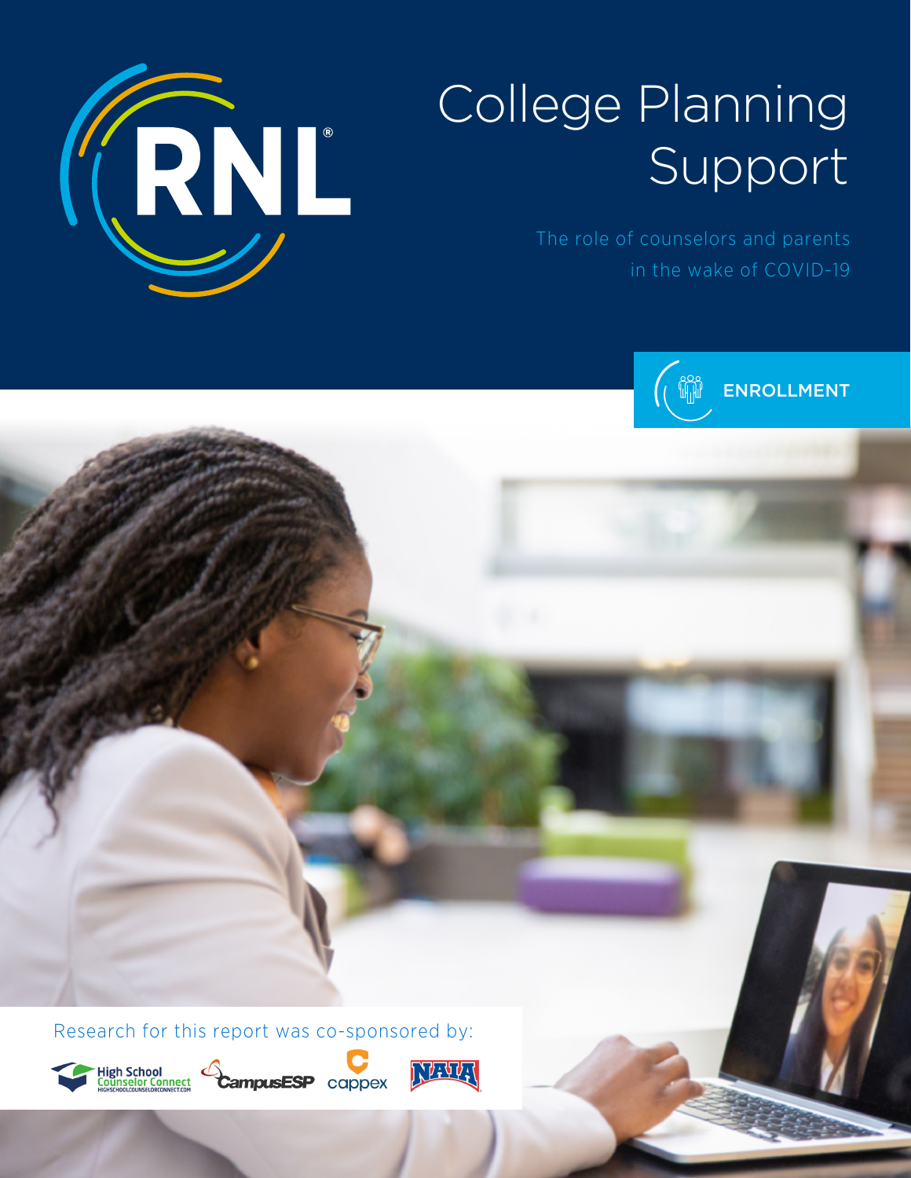RNL®

# College Planning Support

## The role of counselors and parents in the wake of COVID-19

ENROLLMENT

Research for this report was co-sponsored by:

High School Counselor Connect HIGHSCHOOLCOUNSELORCONNECT.COM CampusESP cappex NAIA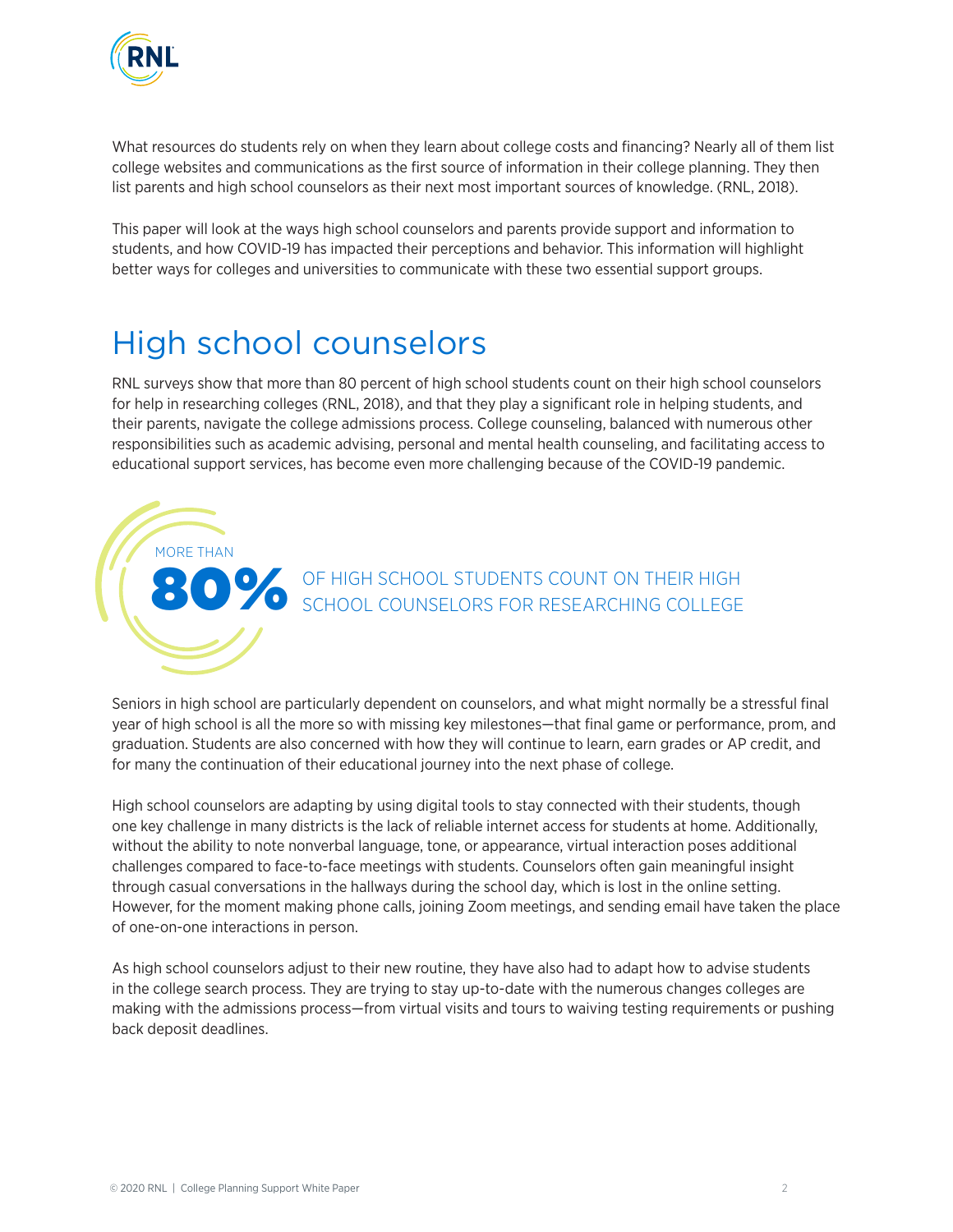What resources do students rely on when they learn about college costs and financing? Nearly all of them list college websites and communications as the first source of information in their college planning. They then list parents and high school counselors as their next most important sources of knowledge. (RNL, 2018).

This paper will look at the ways high school counselors and parents provide support and information to students, and how COVID-19 has impacted their perceptions and behavior. This information will highlight better ways for colleges and universities to communicate with these two essential support groups.

# High school counselors

RNL surveys show that more than 80 percent of high school students count on their high school counselors for help in researching colleges (RNL, 2018), and that they play a significant role in helping students, and their parents, navigate the college admissions process. College counseling, balanced with numerous other responsibilities such as academic advising, personal and mental health counseling, and facilitating access to educational support services, has become even more challenging because of the COVID-19 pandemic.

MORE THAN **80%** OF HIGH SCHOOL STUDENTS COUNT ON THEIR HIGH SCHOOL COUNSELORS FOR RESEARCHING COLLEGE

Seniors in high school are particularly dependent on counselors, and what might normally be a stressful final year of high school is all the more so with missing key milestones—that final game or performance, prom, and graduation. Students are also concerned with how they will continue to learn, earn grades or AP credit, and for many the continuation of their educational journey into the next phase of college.

High school counselors are adapting by using digital tools to stay connected with their students, though one key challenge in many districts is the lack of reliable internet access for students at home. Additionally, without the ability to note nonverbal language, tone, or appearance, virtual interaction poses additional challenges compared to face-to-face meetings with students. Counselors often gain meaningful insight through casual conversations in the hallways during the school day, which is lost in the online setting. However, for the moment making phone calls, joining Zoom meetings, and sending email have taken the place of one-on-one interactions in person.

As high school counselors adjust to their new routine, they have also had to adapt how to advise students in the college search process. They are trying to stay up-to-date with the numerous changes colleges are making with the admissions process—from virtual visits and tours to waiving testing requirements or pushing back deposit deadlines.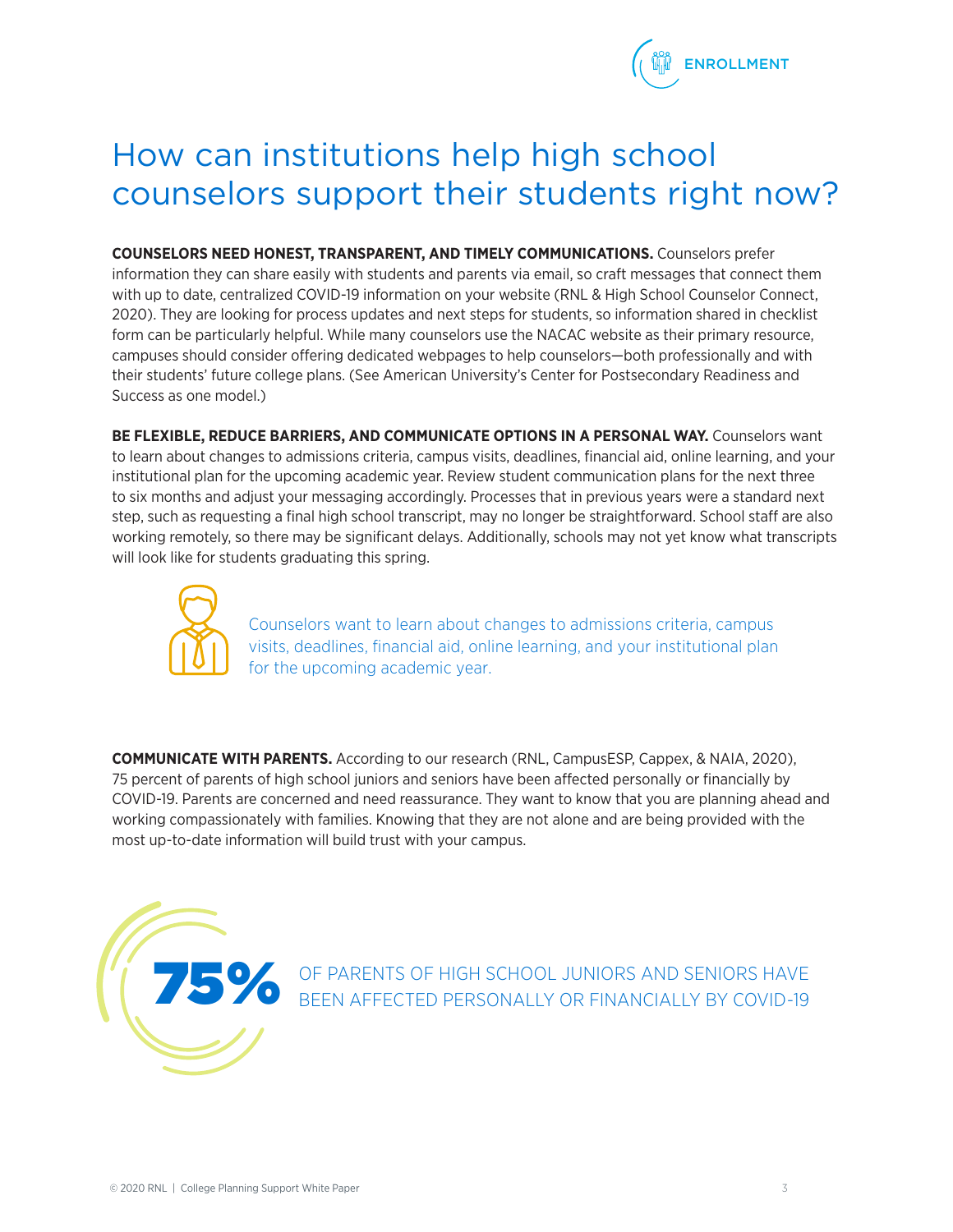# How can institutions help high school counselors support their students right now?

**COUNSELORS NEED HONEST, TRANSPARENT, AND TIMELY COMMUNICATIONS.** Counselors prefer information they can share easily with students and parents via email, so craft messages that connect them with up to date, centralized COVID-19 information on your website (RNL & High School Counselor Connect, 2020). They are looking for process updates and next steps for students, so information shared in checklist form can be particularly helpful. While many counselors use the NACAC website as their primary resource, campuses should consider offering dedicated webpages to help counselors—both professionally and with their students' future college plans. (See American University's Center for Postsecondary Readiness and Success as one model.)

**BE FLEXIBLE, REDUCE BARRIERS, AND COMMUNICATE OPTIONS IN A PERSONAL WAY.** Counselors want to learn about changes to admissions criteria, campus visits, deadlines, financial aid, online learning, and your institutional plan for the upcoming academic year. Review student communication plans for the next three to six months and adjust your messaging accordingly. Processes that in previous years were a standard next step, such as requesting a final high school transcript, may no longer be straightforward. School staff are also working remotely, so there may be significant delays. Additionally, schools may not yet know what transcripts will look like for students graduating this spring.

Counselors want to learn about changes to admissions criteria, campus visits, deadlines, financial aid, online learning, and your institutional plan for the upcoming academic year.

**COMMUNICATE WITH PARENTS.** According to our research (RNL, CampusESP, Cappex, & NAIA, 2020), 75 percent of parents of high school juniors and seniors have been affected personally or financially by COVID-19. Parents are concerned and need reassurance. They want to know that you are planning ahead and working compassionately with families. Knowing that they are not alone and are being provided with the most up-to-date information will build trust with your campus.

**75%** OF PARENTS OF HIGH SCHOOL JUNIORS AND SENIORS HAVE BEEN AFFECTED PERSONALLY OR FINANCIALLY BY COVID-19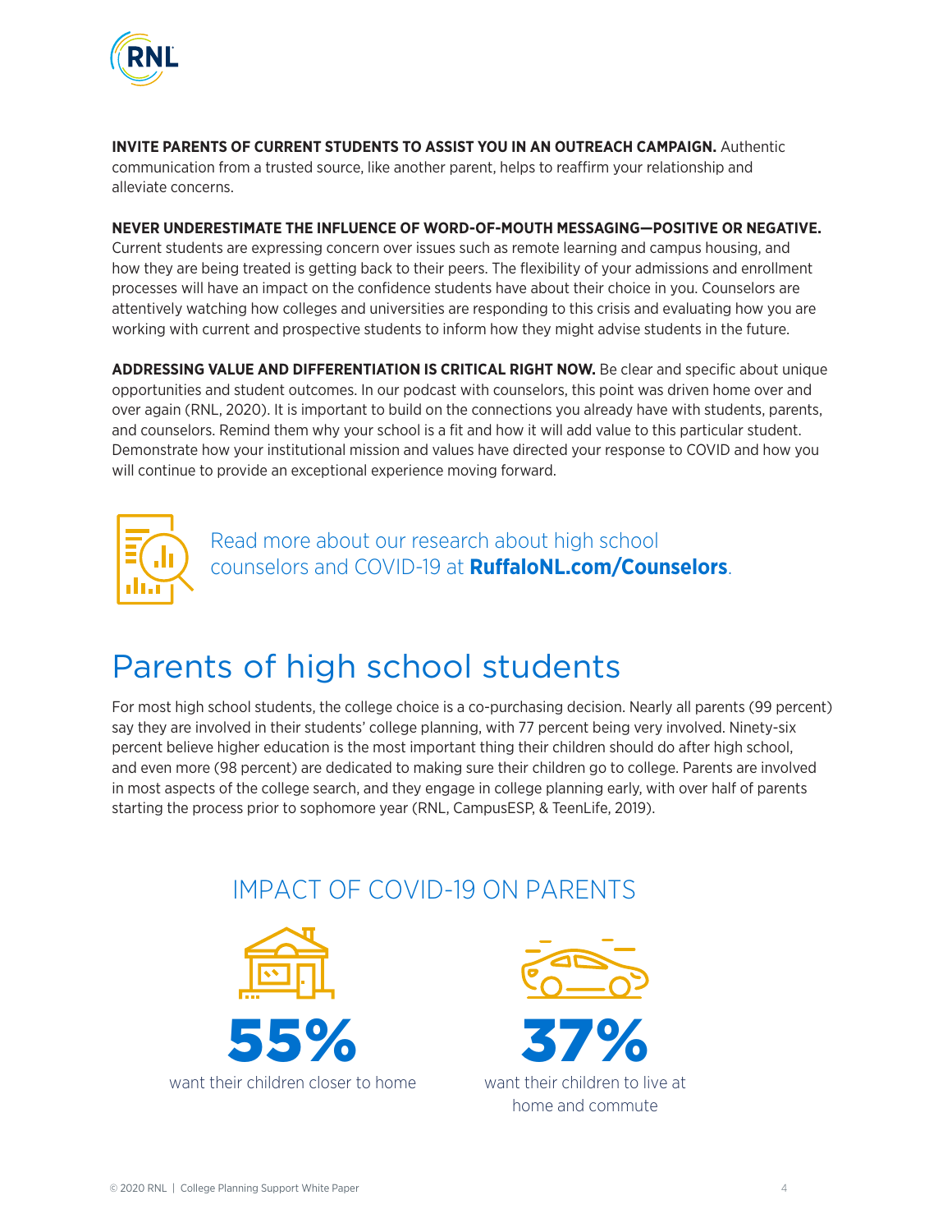**INVITE PARENTS OF CURRENT STUDENTS TO ASSIST YOU IN AN OUTREACH CAMPAIGN.** Authentic communication from a trusted source, like another parent, helps to reaffirm your relationship and alleviate concerns.

**NEVER UNDERESTIMATE THE INFLUENCE OF WORD-OF-MOUTH MESSAGING—POSITIVE OR NEGATIVE.** Current students are expressing concern over issues such as remote learning and campus housing, and how they are being treated is getting back to their peers. The flexibility of your admissions and enrollment processes will have an impact on the confidence students have about their choice in you. Counselors are attentively watching how colleges and universities are responding to this crisis and evaluating how you are working with current and prospective students to inform how they might advise students in the future.

**ADDRESSING VALUE AND DIFFERENTIATION IS CRITICAL RIGHT NOW.** Be clear and specific about unique opportunities and student outcomes. In our podcast with counselors, this point was driven home over and over again (RNL, 2020). It is important to build on the connections you already have with students, parents, and counselors. Remind them why your school is a fit and how it will add value to this particular student. Demonstrate how your institutional mission and values have directed your response to COVID and how you will continue to provide an exceptional experience moving forward.

Read more about our research about high school counselors and COVID-19 at **RuffaloNL.com/Counselors**.

# Parents of high school students

For most high school students, the college choice is a co-purchasing decision. Nearly all parents (99 percent) say they are involved in their students' college planning, with 77 percent being very involved. Ninety-six percent believe higher education is the most important thing their children should do after high school, and even more (98 percent) are dedicated to making sure their children go to college. Parents are involved in most aspects of the college search, and they engage in college planning early, with over half of parents starting the process prior to sophomore year (RNL, CampusESP, & TeenLife, 2019).

## IMPACT OF COVID-19 ON PARENTS

**55%** want their children closer to home

**37%** want their children to live at home and commute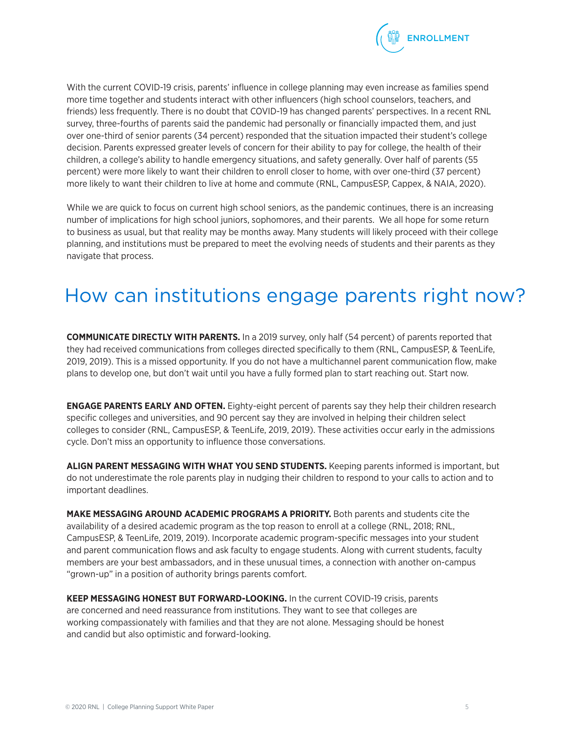With the current COVID-19 crisis, parents' influence in college planning may even increase as families spend more time together and students interact with other influencers (high school counselors, teachers, and friends) less frequently. There is no doubt that COVID-19 has changed parents' perspectives. In a recent RNL survey, three-fourths of parents said the pandemic had personally or financially impacted them, and just over one-third of senior parents (34 percent) responded that the situation impacted their student's college decision. Parents expressed greater levels of concern for their ability to pay for college, the health of their children, a college's ability to handle emergency situations, and safety generally. Over half of parents (55 percent) were more likely to want their children to enroll closer to home, with over one-third (37 percent) more likely to want their children to live at home and commute (RNL, CampusESP, Cappex, & NAIA, 2020).

While we are quick to focus on current high school seniors, as the pandemic continues, there is an increasing number of implications for high school juniors, sophomores, and their parents. We all hope for some return to business as usual, but that reality may be months away. Many students will likely proceed with their college planning, and institutions must be prepared to meet the evolving needs of students and their parents as they navigate that process.

# How can institutions engage parents right now?

**COMMUNICATE DIRECTLY WITH PARENTS.** In a 2019 survey, only half (54 percent) of parents reported that they had received communications from colleges directed specifically to them (RNL, CampusESP, & TeenLife, 2019, 2019). This is a missed opportunity. If you do not have a multichannel parent communication flow, make plans to develop one, but don't wait until you have a fully formed plan to start reaching out. Start now.

**ENGAGE PARENTS EARLY AND OFTEN.** Eighty-eight percent of parents say they help their children research specific colleges and universities, and 90 percent say they are involved in helping their children select colleges to consider (RNL, CampusESP, & TeenLife, 2019, 2019). These activities occur early in the admissions cycle. Don't miss an opportunity to influence those conversations.

**ALIGN PARENT MESSAGING WITH WHAT YOU SEND STUDENTS.** Keeping parents informed is important, but do not underestimate the role parents play in nudging their children to respond to your calls to action and to important deadlines.

**MAKE MESSAGING AROUND ACADEMIC PROGRAMS A PRIORITY.** Both parents and students cite the availability of a desired academic program as the top reason to enroll at a college (RNL, 2018; RNL, CampusESP, & TeenLife, 2019, 2019). Incorporate academic program-specific messages into your student and parent communication flows and ask faculty to engage students. Along with current students, faculty members are your best ambassadors, and in these unusual times, a connection with another on-campus "grown-up" in a position of authority brings parents comfort.

**KEEP MESSAGING HONEST BUT FORWARD-LOOKING.** In the current COVID-19 crisis, parents are concerned and need reassurance from institutions. They want to see that colleges are working compassionately with families and that they are not alone. Messaging should be honest and candid but also optimistic and forward-looking.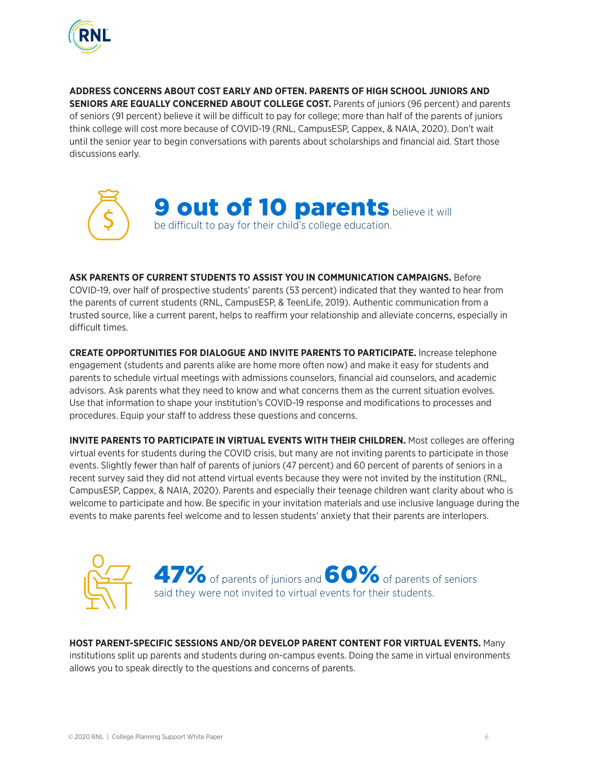**ADDRESS CONCERNS ABOUT COST EARLY AND OFTEN. PARENTS OF HIGH SCHOOL JUNIORS AND SENIORS ARE EQUALLY CONCERNED ABOUT COLLEGE COST.** Parents of juniors (96 percent) and parents of seniors (91 percent) believe it will be difficult to pay for college; more than half of the parents of juniors think college will cost more because of COVID-19 (RNL, CampusESP, Cappex, & NAIA, 2020). Don't wait until the senior year to begin conversations with parents about scholarships and financial aid. Start those discussions early.

**9 out of 10 parents** believe it will be difficult to pay for their child's college education.

**ASK PARENTS OF CURRENT STUDENTS TO ASSIST YOU IN COMMUNICATION CAMPAIGNS.** Before COVID-19, over half of prospective students' parents (53 percent) indicated that they wanted to hear from the parents of current students (RNL, CampusESP, & TeenLife, 2019). Authentic communication from a trusted source, like a current parent, helps to reaffirm your relationship and alleviate concerns, especially in difficult times.

**CREATE OPPORTUNITIES FOR DIALOGUE AND INVITE PARENTS TO PARTICIPATE.** Increase telephone engagement (students and parents alike are home more often now) and make it easy for students and parents to schedule virtual meetings with admissions counselors, financial aid counselors, and academic advisors. Ask parents what they need to know and what concerns them as the current situation evolves. Use that information to shape your institution's COVID-19 response and modifications to processes and procedures. Equip your staff to address these questions and concerns.

**INVITE PARENTS TO PARTICIPATE IN VIRTUAL EVENTS WITH THEIR CHILDREN.** Most colleges are offering virtual events for students during the COVID crisis, but many are not inviting parents to participate in those events. Slightly fewer than half of parents of juniors (47 percent) and 60 percent of parents of seniors in a recent survey said they did not attend virtual events because they were not invited by the institution (RNL, CampusESP, Cappex, & NAIA, 2020). Parents and especially their teenage children want clarity about who is welcome to participate and how. Be specific in your invitation materials and use inclusive language during the events to make parents feel welcome and to lessen students' anxiety that their parents are interlopers.

**47%** of parents of juniors and **60%** of parents of seniors said they were not invited to virtual events for their students.

**HOST PARENT-SPECIFIC SESSIONS AND/OR DEVELOP PARENT CONTENT FOR VIRTUAL EVENTS.** Many institutions split up parents and students during on-campus events. Doing the same in virtual environments allows you to speak directly to the questions and concerns of parents.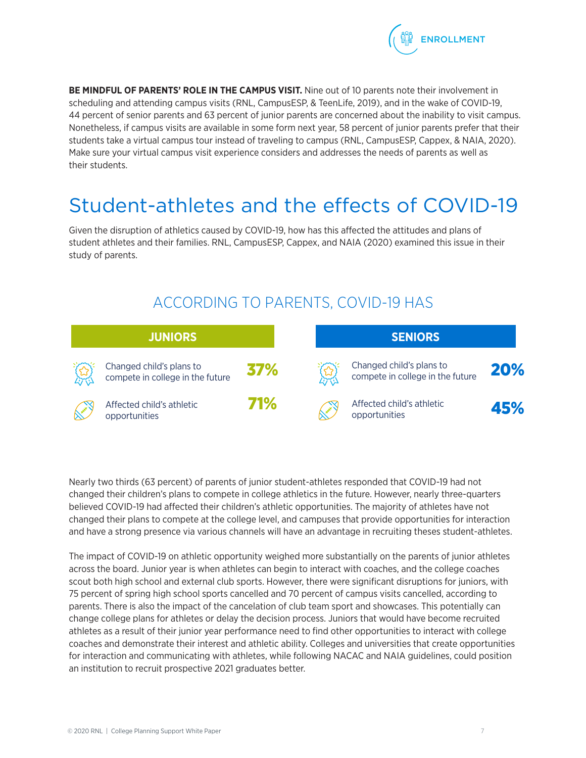**BE MINDFUL OF PARENTS' ROLE IN THE CAMPUS VISIT.** Nine out of 10 parents note their involvement in scheduling and attending campus visits (RNL, CampusESP, & TeenLife, 2019), and in the wake of COVID-19, 44 percent of senior parents and 63 percent of junior parents are concerned about the inability to visit campus. Nonetheless, if campus visits are available in some form next year, 58 percent of junior parents prefer that their students take a virtual campus tour instead of traveling to campus (RNL, CampusESP, Cappex, & NAIA, 2020). Make sure your virtual campus visit experience considers and addresses the needs of parents as well as their students.

# Student-athletes and the effects of COVID-19

Given the disruption of athletics caused by COVID-19, how has this affected the attitudes and plans of student athletes and their families. RNL, CampusESP, Cappex, and NAIA (2020) examined this issue in their study of parents.

## ACCORDING TO PARENTS, COVID-19 HAS

| | JUNIORS | SENIORS |
|---|---|---|
| Changed child's plans to compete in college in the future | 37% | 20% |
| Affected child's athletic opportunities | 71% | 45% |

Nearly two thirds (63 percent) of parents of junior student-athletes responded that COVID-19 had not changed their children's plans to compete in college athletics in the future. However, nearly three-quarters believed COVID-19 had affected their children's athletic opportunities. The majority of athletes have not changed their plans to compete at the college level, and campuses that provide opportunities for interaction and have a strong presence via various channels will have an advantage in recruiting theses student-athletes.

The impact of COVID-19 on athletic opportunity weighed more substantially on the parents of junior athletes across the board. Junior year is when athletes can begin to interact with coaches, and the college coaches scout both high school and external club sports. However, there were significant disruptions for juniors, with 75 percent of spring high school sports cancelled and 70 percent of campus visits cancelled, according to parents. There is also the impact of the cancelation of club team sport and showcases. This potentially can change college plans for athletes or delay the decision process. Juniors that would have become recruited athletes as a result of their junior year performance need to find other opportunities to interact with college coaches and demonstrate their interest and athletic ability. Colleges and universities that create opportunities for interaction and communicating with athletes, while following NACAC and NAIA guidelines, could position an institution to recruit prospective 2021 graduates better.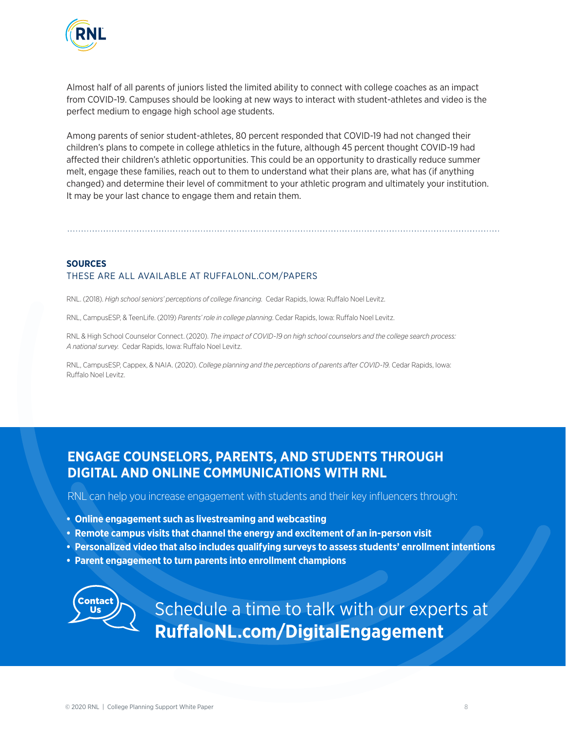Almost half of all parents of juniors listed the limited ability to connect with college coaches as an impact from COVID-19. Campuses should be looking at new ways to interact with student-athletes and video is the perfect medium to engage high school age students.

Among parents of senior student-athletes, 80 percent responded that COVID-19 had not changed their children's plans to compete in college athletics in the future, although 45 percent thought COVID-19 had affected their children's athletic opportunities. This could be an opportunity to drastically reduce summer melt, engage these families, reach out to them to understand what their plans are, what has (if anything changed) and determine their level of commitment to your athletic program and ultimately your institution. It may be your last chance to engage them and retain them.

---

**SOURCES**

THESE ARE ALL AVAILABLE AT RUFFALONL.COM/PAPERS

RNL. (2018). *High school seniors' perceptions of college financing.* Cedar Rapids, Iowa: Ruffalo Noel Levitz.

RNL, CampusESP, & TeenLife. (2019) *Parents' role in college planning.* Cedar Rapids, Iowa: Ruffalo Noel Levitz.

RNL & High School Counselor Connect. (2020). *The impact of COVID-19 on high school counselors and the college search process: A national survey.* Cedar Rapids, Iowa: Ruffalo Noel Levitz.

RNL, CampusESP, Cappex, & NAIA. (2020). *College planning and the perceptions of parents after COVID-19.* Cedar Rapids, Iowa: Ruffalo Noel Levitz.

## ENGAGE COUNSELORS, PARENTS, AND STUDENTS THROUGH DIGITAL AND ONLINE COMMUNICATIONS WITH RNL

RNL can help you increase engagement with students and their key influencers through:

- **Online engagement such as livestreaming and webcasting**
- **Remote campus visits that channel the energy and excitement of an in-person visit**
- **Personalized video that also includes qualifying surveys to assess students' enrollment intentions**
- **Parent engagement to turn parents into enrollment champions**

Contact Us

Schedule a time to talk with our experts at **RuffaloNL.com/DigitalEngagement**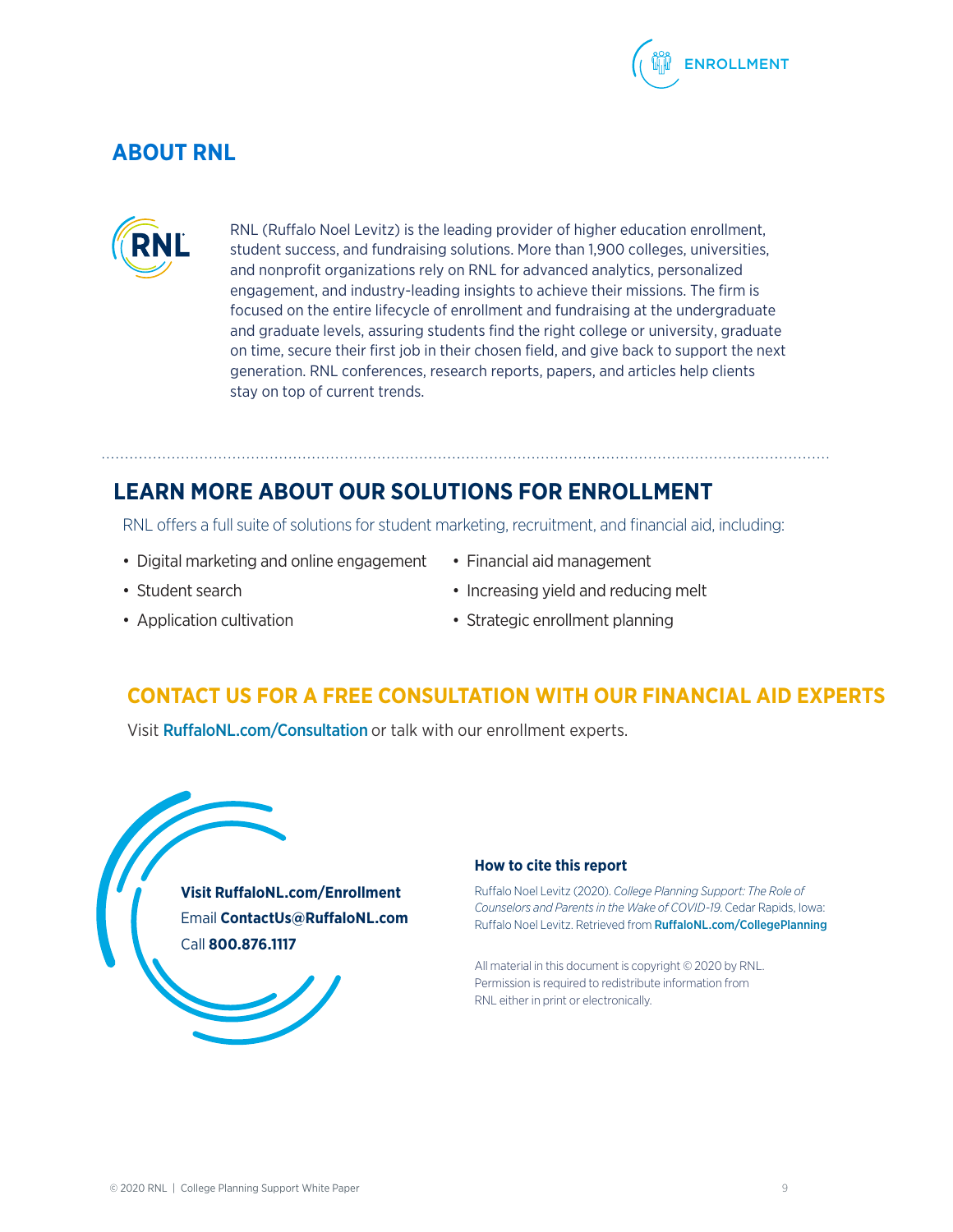## ABOUT RNL

RNL (Ruffalo Noel Levitz) is the leading provider of higher education enrollment, student success, and fundraising solutions. More than 1,900 colleges, universities, and nonprofit organizations rely on RNL for advanced analytics, personalized engagement, and industry-leading insights to achieve their missions. The firm is focused on the entire lifecycle of enrollment and fundraising at the undergraduate and graduate levels, assuring students find the right college or university, graduate on time, secure their first job in their chosen field, and give back to support the next generation. RNL conferences, research reports, papers, and articles help clients stay on top of current trends.

## LEARN MORE ABOUT OUR SOLUTIONS FOR ENROLLMENT

RNL offers a full suite of solutions for student marketing, recruitment, and financial aid, including:

- Digital marketing and online engagement
- Student search
- Application cultivation
- Financial aid management
- Increasing yield and reducing melt
- Strategic enrollment planning

## CONTACT US FOR A FREE CONSULTATION WITH OUR FINANCIAL AID EXPERTS

Visit RuffaloNL.com/Consultation or talk with our enrollment experts.

**Visit RuffaloNL.com/Enrollment**
Email **ContactUs@RuffaloNL.com**
Call **800.876.1117**

### How to cite this report

Ruffalo Noel Levitz (2020). *College Planning Support: The Role of Counselors and Parents in the Wake of COVID-19.* Cedar Rapids, Iowa: Ruffalo Noel Levitz. Retrieved from **RuffaloNL.com/CollegePlanning**

All material in this document is copyright © 2020 by RNL. Permission is required to redistribute information from RNL either in print or electronically.